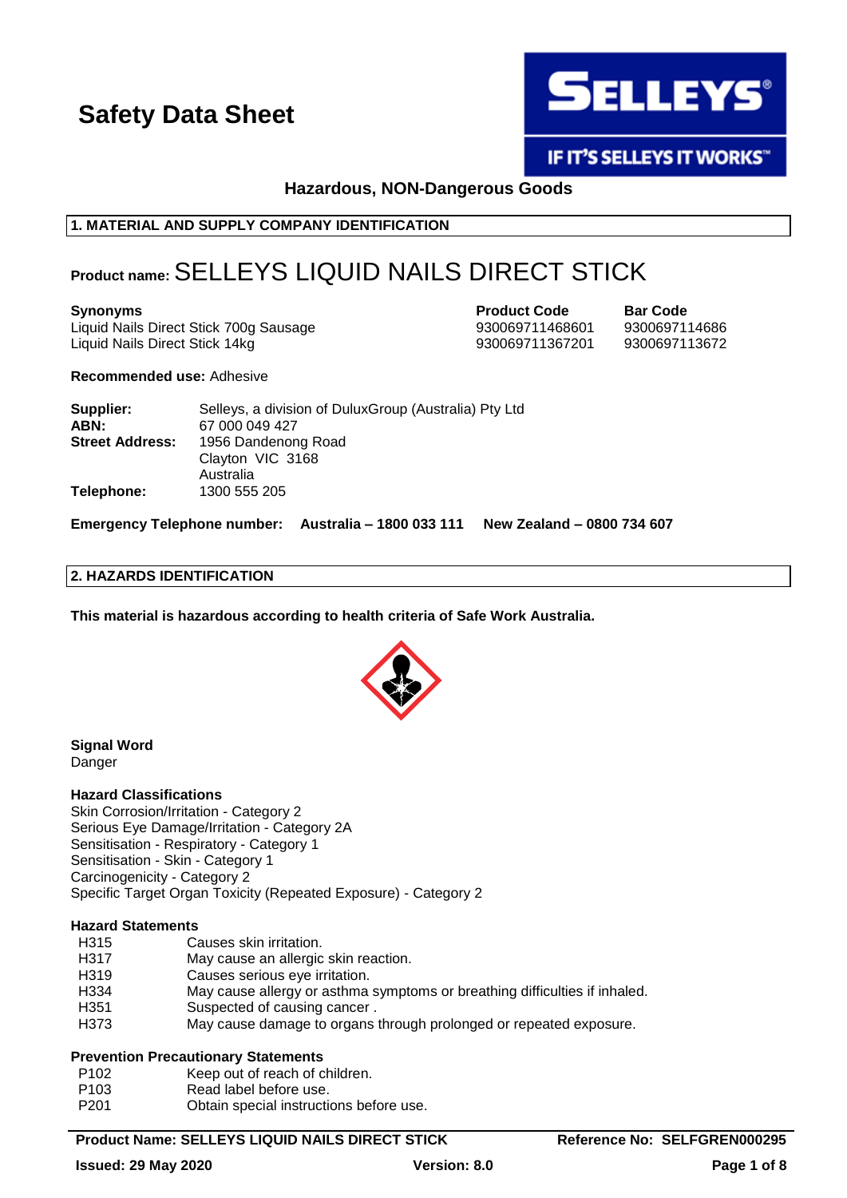# Safety Data Sheet

SELLEYS®

IF IT'S SELLEYS IT WORKS™

**Hazardous, NON-Dangerous Goods**

## 1. MATERIAL AND SUPPLY COMPANY IDENTIFICATION

**Product name:** SELLEYS LIQUID NAILS DIRECT STICK

| **Synonyms** | **Product Code** | **Bar Code** |
|---|---|---|
| Liquid Nails Direct Stick 700g Sausage | 930069711468601 | 9300697114686 |
| Liquid Nails Direct Stick 14kg | 930069711367201 | 9300697113672 |

**Recommended use:** Adhesive

**Supplier:** Selleys, a division of DuluxGroup (Australia) Pty Ltd
**ABN:** 67 000 049 427
**Street Address:** 1956 Dandenong Road
Clayton VIC 3168
Australia
**Telephone:** 1300 555 205

**Emergency Telephone number: Australia – 1800 033 111 New Zealand – 0800 734 607**

## 2. HAZARDS IDENTIFICATION

**This material is hazardous according to health criteria of Safe Work Australia.**

### Signal Word
Danger

### Hazard Classifications
Skin Corrosion/Irritation - Category 2
Serious Eye Damage/Irritation - Category 2A
Sensitisation - Respiratory - Category 1
Sensitisation - Skin - Category 1
Carcinogenicity - Category 2
Specific Target Organ Toxicity (Repeated Exposure) - Category 2

### Hazard Statements

| | |
|---|---|
| H315 | Causes skin irritation. |
| H317 | May cause an allergic skin reaction. |
| H319 | Causes serious eye irritation. |
| H334 | May cause allergy or asthma symptoms or breathing difficulties if inhaled. |
| H351 | Suspected of causing cancer . |
| H373 | May cause damage to organs through prolonged or repeated exposure. |

### Prevention Precautionary Statements

| | |
|---|---|
| P102 | Keep out of reach of children. |
| P103 | Read label before use. |
| P201 | Obtain special instructions before use. |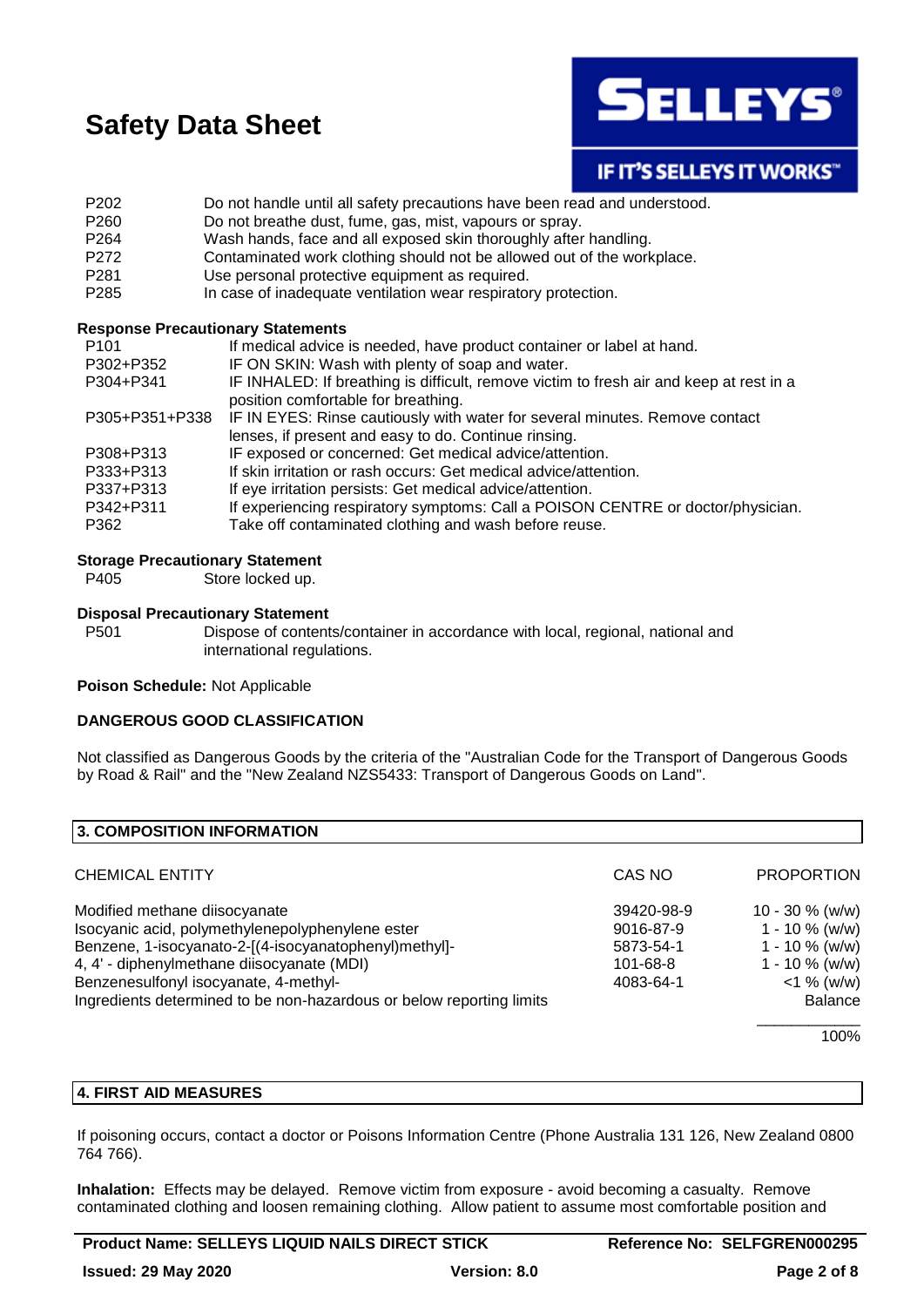| | |
|---|---|
| P202 | Do not handle until all safety precautions have been read and understood. |
| P260 | Do not breathe dust, fume, gas, mist, vapours or spray. |
| P264 | Wash hands, face and all exposed skin thoroughly after handling. |
| P272 | Contaminated work clothing should not be allowed out of the workplace. |
| P281 | Use personal protective equipment as required. |
| P285 | In case of inadequate ventilation wear respiratory protection. |

**Response Precautionary Statements**

| | |
|---|---|
| P101 | If medical advice is needed, have product container or label at hand. |
| P302+P352 | IF ON SKIN: Wash with plenty of soap and water. |
| P304+P341 | IF INHALED: If breathing is difficult, remove victim to fresh air and keep at rest in a position comfortable for breathing. |
| P305+P351+P338 | IF IN EYES: Rinse cautiously with water for several minutes. Remove contact lenses, if present and easy to do. Continue rinsing. |
| P308+P313 | IF exposed or concerned: Get medical advice/attention. |
| P333+P313 | If skin irritation or rash occurs: Get medical advice/attention. |
| P337+P313 | If eye irritation persists: Get medical advice/attention. |
| P342+P311 | If experiencing respiratory symptoms: Call a POISON CENTRE or doctor/physician. |
| P362 | Take off contaminated clothing and wash before reuse. |

**Storage Precautionary Statement**

| | |
|---|---|
| P405 | Store locked up. |

**Disposal Precautionary Statement**

| | |
|---|---|
| P501 | Dispose of contents/container in accordance with local, regional, national and international regulations. |

**Poison Schedule:** Not Applicable

**DANGEROUS GOOD CLASSIFICATION**

Not classified as Dangerous Goods by the criteria of the "Australian Code for the Transport of Dangerous Goods by Road & Rail" and the "New Zealand NZS5433: Transport of Dangerous Goods on Land".

## 3. COMPOSITION INFORMATION

| CHEMICAL ENTITY | CAS NO | PROPORTION |
|---|---|---|
| Modified methane diisocyanate | 39420-98-9 | 10 - 30 % (w/w) |
| Isocyanic acid, polymethylenepolyphenylene ester | 9016-87-9 | 1 - 10 % (w/w) |
| Benzene, 1-isocyanato-2-[(4-isocyanatophenyl)methyl]- | 5873-54-1 | 1 - 10 % (w/w) |
| 4, 4' - diphenylmethane diisocyanate (MDI) | 101-68-8 | 1 - 10 % (w/w) |
| Benzenesulfonyl isocyanate, 4-methyl- | 4083-64-1 | <1 % (w/w) |
| Ingredients determined to be non-hazardous or below reporting limits | | Balance |
| | | 100% |

## 4. FIRST AID MEASURES

If poisoning occurs, contact a doctor or Poisons Information Centre (Phone Australia 131 126, New Zealand 0800 764 766).

**Inhalation:** Effects may be delayed. Remove victim from exposure - avoid becoming a casualty. Remove contaminated clothing and loosen remaining clothing. Allow patient to assume most comfortable position and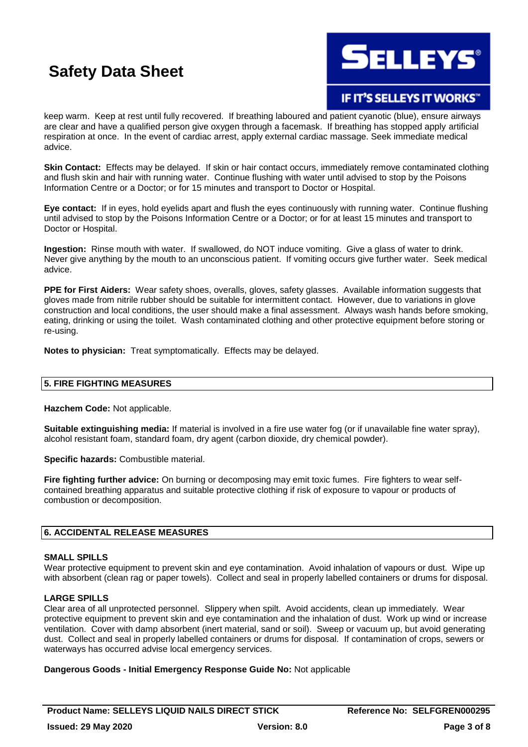keep warm. Keep at rest until fully recovered. If breathing laboured and patient cyanotic (blue), ensure airways are clear and have a qualified person give oxygen through a facemask. If breathing has stopped apply artificial respiration at once. In the event of cardiac arrest, apply external cardiac massage. Seek immediate medical advice.

**Skin Contact:** Effects may be delayed. If skin or hair contact occurs, immediately remove contaminated clothing and flush skin and hair with running water. Continue flushing with water until advised to stop by the Poisons Information Centre or a Doctor; or for 15 minutes and transport to Doctor or Hospital.

**Eye contact:** If in eyes, hold eyelids apart and flush the eyes continuously with running water. Continue flushing until advised to stop by the Poisons Information Centre or a Doctor; or for at least 15 minutes and transport to Doctor or Hospital.

**Ingestion:** Rinse mouth with water. If swallowed, do NOT induce vomiting. Give a glass of water to drink. Never give anything by the mouth to an unconscious patient. If vomiting occurs give further water. Seek medical advice.

**PPE for First Aiders:** Wear safety shoes, overalls, gloves, safety glasses. Available information suggests that gloves made from nitrile rubber should be suitable for intermittent contact. However, due to variations in glove construction and local conditions, the user should make a final assessment. Always wash hands before smoking, eating, drinking or using the toilet. Wash contaminated clothing and other protective equipment before storing or re-using.

**Notes to physician:** Treat symptomatically. Effects may be delayed.

## 5. FIRE FIGHTING MEASURES

**Hazchem Code:** Not applicable.

**Suitable extinguishing media:** If material is involved in a fire use water fog (or if unavailable fine water spray), alcohol resistant foam, standard foam, dry agent (carbon dioxide, dry chemical powder).

**Specific hazards:** Combustible material.

**Fire fighting further advice:** On burning or decomposing may emit toxic fumes. Fire fighters to wear self-contained breathing apparatus and suitable protective clothing if risk of exposure to vapour or products of combustion or decomposition.

## 6. ACCIDENTAL RELEASE MEASURES

### SMALL SPILLS

Wear protective equipment to prevent skin and eye contamination. Avoid inhalation of vapours or dust. Wipe up with absorbent (clean rag or paper towels). Collect and seal in properly labelled containers or drums for disposal.

### LARGE SPILLS

Clear area of all unprotected personnel. Slippery when spilt. Avoid accidents, clean up immediately. Wear protective equipment to prevent skin and eye contamination and the inhalation of dust. Work up wind or increase ventilation. Cover with damp absorbent (inert material, sand or soil). Sweep or vacuum up, but avoid generating dust. Collect and seal in properly labelled containers or drums for disposal. If contamination of crops, sewers or waterways has occurred advise local emergency services.

**Dangerous Goods - Initial Emergency Response Guide No:** Not applicable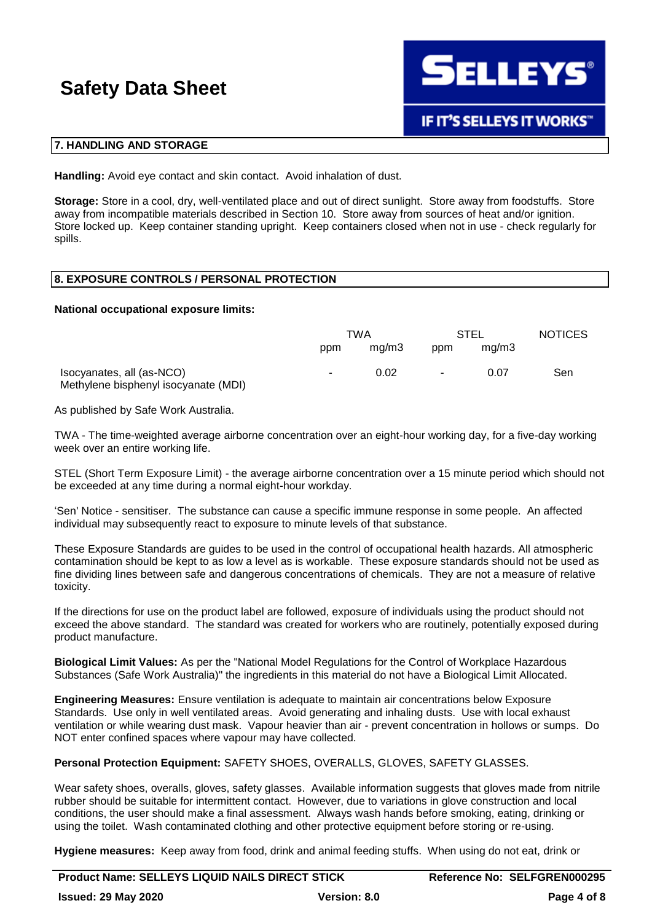## 7. HANDLING AND STORAGE

**Handling:** Avoid eye contact and skin contact. Avoid inhalation of dust.

**Storage:** Store in a cool, dry, well-ventilated place and out of direct sunlight. Store away from foodstuffs. Store away from incompatible materials described in Section 10. Store away from sources of heat and/or ignition. Store locked up. Keep container standing upright. Keep containers closed when not in use - check regularly for spills.

## 8. EXPOSURE CONTROLS / PERSONAL PROTECTION

**National occupational exposure limits:**

| | TWA | | STEL | | NOTICES |
|---|---|---|---|---|---|
| | ppm | mg/m3 | ppm | mg/m3 | |
| Isocyanates, all (as-NCO) Methylene bisphenyl isocyanate (MDI) | - | 0.02 | - | 0.07 | Sen |

As published by Safe Work Australia.

TWA - The time-weighted average airborne concentration over an eight-hour working day, for a five-day working week over an entire working life.

STEL (Short Term Exposure Limit) - the average airborne concentration over a 15 minute period which should not be exceeded at any time during a normal eight-hour workday.

'Sen' Notice - sensitiser. The substance can cause a specific immune response in some people. An affected individual may subsequently react to exposure to minute levels of that substance.

These Exposure Standards are guides to be used in the control of occupational health hazards. All atmospheric contamination should be kept to as low a level as is workable. These exposure standards should not be used as fine dividing lines between safe and dangerous concentrations of chemicals. They are not a measure of relative toxicity.

If the directions for use on the product label are followed, exposure of individuals using the product should not exceed the above standard. The standard was created for workers who are routinely, potentially exposed during product manufacture.

**Biological Limit Values:** As per the "National Model Regulations for the Control of Workplace Hazardous Substances (Safe Work Australia)" the ingredients in this material do not have a Biological Limit Allocated.

**Engineering Measures:** Ensure ventilation is adequate to maintain air concentrations below Exposure Standards. Use only in well ventilated areas. Avoid generating and inhaling dusts. Use with local exhaust ventilation or while wearing dust mask. Vapour heavier than air - prevent concentration in hollows or sumps. Do NOT enter confined spaces where vapour may have collected.

**Personal Protection Equipment:** SAFETY SHOES, OVERALLS, GLOVES, SAFETY GLASSES.

Wear safety shoes, overalls, gloves, safety glasses. Available information suggests that gloves made from nitrile rubber should be suitable for intermittent contact. However, due to variations in glove construction and local conditions, the user should make a final assessment. Always wash hands before smoking, eating, drinking or using the toilet. Wash contaminated clothing and other protective equipment before storing or re-using.

**Hygiene measures:** Keep away from food, drink and animal feeding stuffs. When using do not eat, drink or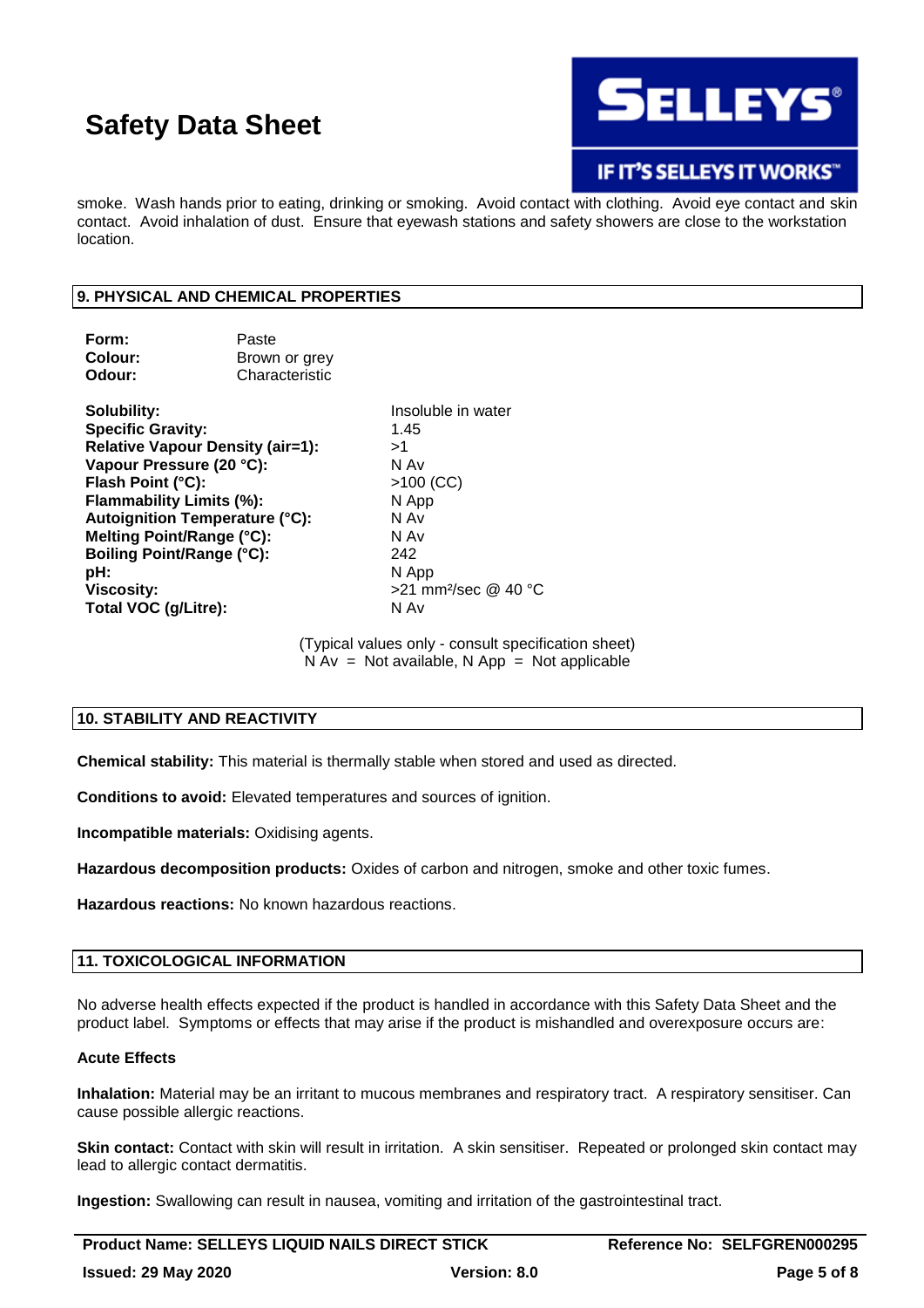smoke. Wash hands prior to eating, drinking or smoking. Avoid contact with clothing. Avoid eye contact and skin contact. Avoid inhalation of dust. Ensure that eyewash stations and safety showers are close to the workstation location.

## 9. PHYSICAL AND CHEMICAL PROPERTIES

| | |
|---|---|
| **Form:** | Paste |
| **Colour:** | Brown or grey |
| **Odour:** | Characteristic |

| | |
|---|---|
| **Solubility:** | Insoluble in water |
| **Specific Gravity:** | 1.45 |
| **Relative Vapour Density (air=1):** | >1 |
| **Vapour Pressure (20 °C):** | N Av |
| **Flash Point (°C):** | >100 (CC) |
| **Flammability Limits (%):** | N App |
| **Autoignition Temperature (°C):** | N Av |
| **Melting Point/Range (°C):** | N Av |
| **Boiling Point/Range (°C):** | 242 |
| **pH:** | N App |
| **Viscosity:** | >21 $mm^2$/sec @ 40 °C |
| **Total VOC (g/Litre):** | N Av |

(Typical values only - consult specification sheet)
N Av = Not available, N App = Not applicable

## 10. STABILITY AND REACTIVITY

**Chemical stability:** This material is thermally stable when stored and used as directed.

**Conditions to avoid:** Elevated temperatures and sources of ignition.

**Incompatible materials:** Oxidising agents.

**Hazardous decomposition products:** Oxides of carbon and nitrogen, smoke and other toxic fumes.

**Hazardous reactions:** No known hazardous reactions.

## 11. TOXICOLOGICAL INFORMATION

No adverse health effects expected if the product is handled in accordance with this Safety Data Sheet and the product label. Symptoms or effects that may arise if the product is mishandled and overexposure occurs are:

### Acute Effects

**Inhalation:** Material may be an irritant to mucous membranes and respiratory tract. A respiratory sensitiser. Can cause possible allergic reactions.

**Skin contact:** Contact with skin will result in irritation. A skin sensitiser. Repeated or prolonged skin contact may lead to allergic contact dermatitis.

**Ingestion:** Swallowing can result in nausea, vomiting and irritation of the gastrointestinal tract.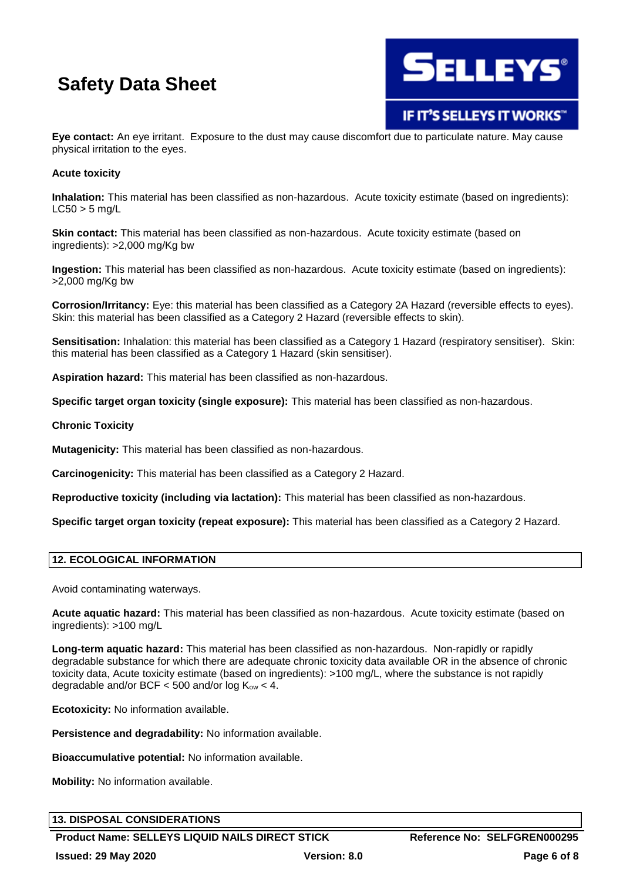**Eye contact:** An eye irritant. Exposure to the dust may cause discomfort due to particulate nature. May cause physical irritation to the eyes.

**Acute toxicity**

**Inhalation:** This material has been classified as non-hazardous. Acute toxicity estimate (based on ingredients): LC50 > 5 mg/L

**Skin contact:** This material has been classified as non-hazardous. Acute toxicity estimate (based on ingredients): >2,000 mg/Kg bw

**Ingestion:** This material has been classified as non-hazardous. Acute toxicity estimate (based on ingredients): >2,000 mg/Kg bw

**Corrosion/Irritancy:** Eye: this material has been classified as a Category 2A Hazard (reversible effects to eyes). Skin: this material has been classified as a Category 2 Hazard (reversible effects to skin).

**Sensitisation:** Inhalation: this material has been classified as a Category 1 Hazard (respiratory sensitiser). Skin: this material has been classified as a Category 1 Hazard (skin sensitiser).

**Aspiration hazard:** This material has been classified as non-hazardous.

**Specific target organ toxicity (single exposure):** This material has been classified as non-hazardous.

**Chronic Toxicity**

**Mutagenicity:** This material has been classified as non-hazardous.

**Carcinogenicity:** This material has been classified as a Category 2 Hazard.

**Reproductive toxicity (including via lactation):** This material has been classified as non-hazardous.

**Specific target organ toxicity (repeat exposure):** This material has been classified as a Category 2 Hazard.

## 12. ECOLOGICAL INFORMATION

Avoid contaminating waterways.

**Acute aquatic hazard:** This material has been classified as non-hazardous. Acute toxicity estimate (based on ingredients): >100 mg/L

**Long-term aquatic hazard:** This material has been classified as non-hazardous. Non-rapidly or rapidly degradable substance for which there are adequate chronic toxicity data available OR in the absence of chronic toxicity data, Acute toxicity estimate (based on ingredients): >100 mg/L, where the substance is not rapidly degradable and/or BCF < 500 and/or log $K_{ow}$ < 4.

**Ecotoxicity:** No information available.

**Persistence and degradability:** No information available.

**Bioaccumulative potential:** No information available.

**Mobility:** No information available.

## 13. DISPOSAL CONSIDERATIONS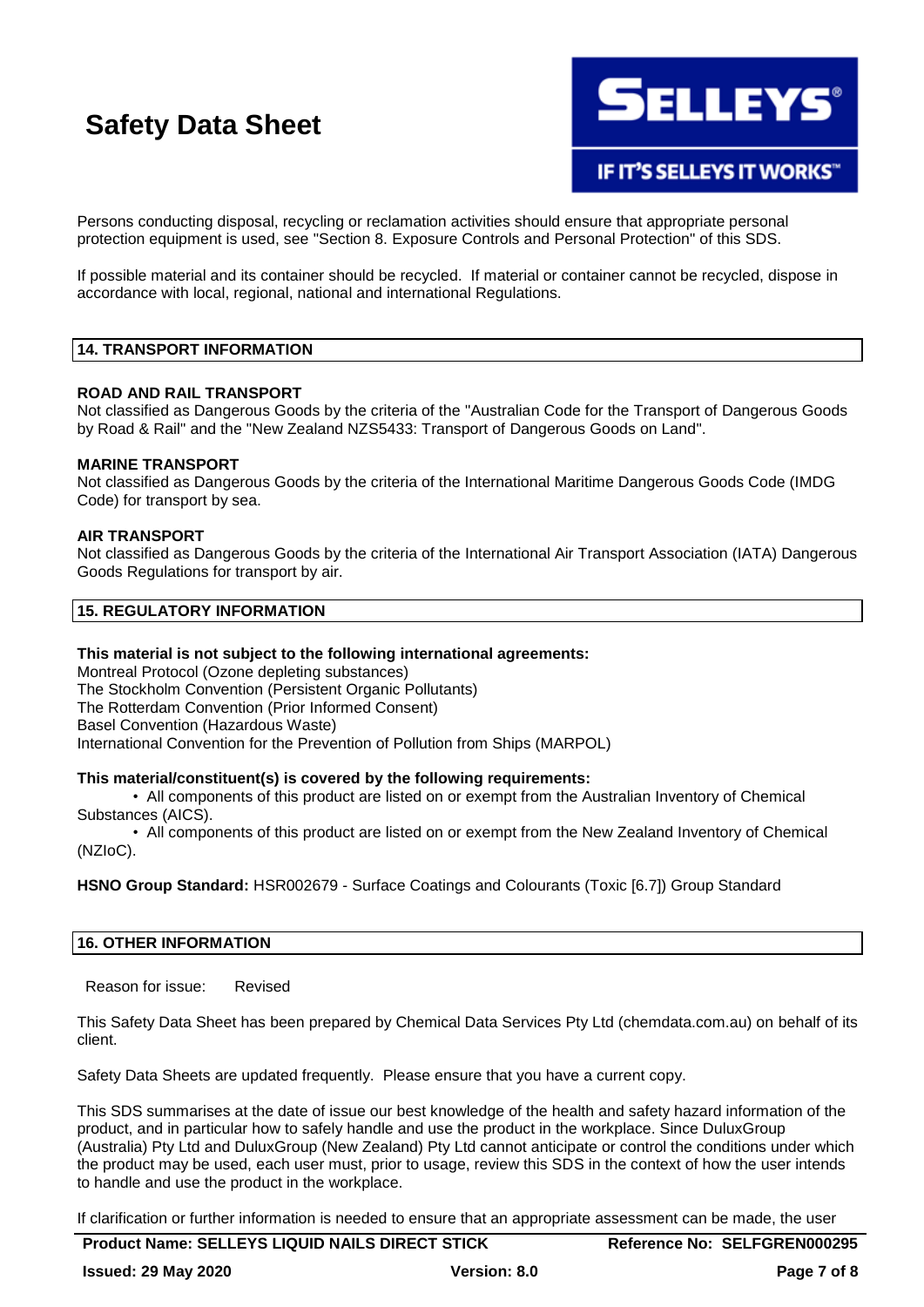Persons conducting disposal, recycling or reclamation activities should ensure that appropriate personal protection equipment is used, see "Section 8. Exposure Controls and Personal Protection" of this SDS.

If possible material and its container should be recycled. If material or container cannot be recycled, dispose in accordance with local, regional, national and international Regulations.

## 14. TRANSPORT INFORMATION

**ROAD AND RAIL TRANSPORT**
Not classified as Dangerous Goods by the criteria of the "Australian Code for the Transport of Dangerous Goods by Road & Rail" and the "New Zealand NZS5433: Transport of Dangerous Goods on Land".

**MARINE TRANSPORT**
Not classified as Dangerous Goods by the criteria of the International Maritime Dangerous Goods Code (IMDG Code) for transport by sea.

**AIR TRANSPORT**
Not classified as Dangerous Goods by the criteria of the International Air Transport Association (IATA) Dangerous Goods Regulations for transport by air.

## 15. REGULATORY INFORMATION

**This material is not subject to the following international agreements:**
Montreal Protocol (Ozone depleting substances)
The Stockholm Convention (Persistent Organic Pollutants)
The Rotterdam Convention (Prior Informed Consent)
Basel Convention (Hazardous Waste)
International Convention for the Prevention of Pollution from Ships (MARPOL)

**This material/constituent(s) is covered by the following requirements:**

- All components of this product are listed on or exempt from the Australian Inventory of Chemical Substances (AICS).
- All components of this product are listed on or exempt from the New Zealand Inventory of Chemical (NZIoC).

**HSNO Group Standard:** HSR002679 - Surface Coatings and Colourants (Toxic [6.7]) Group Standard

## 16. OTHER INFORMATION

Reason for issue: Revised

This Safety Data Sheet has been prepared by Chemical Data Services Pty Ltd (chemdata.com.au) on behalf of its client.

Safety Data Sheets are updated frequently. Please ensure that you have a current copy.

This SDS summarises at the date of issue our best knowledge of the health and safety hazard information of the product, and in particular how to safely handle and use the product in the workplace. Since DuluxGroup (Australia) Pty Ltd and DuluxGroup (New Zealand) Pty Ltd cannot anticipate or control the conditions under which the product may be used, each user must, prior to usage, review this SDS in the context of how the user intends to handle and use the product in the workplace.

If clarification or further information is needed to ensure that an appropriate assessment can be made, the user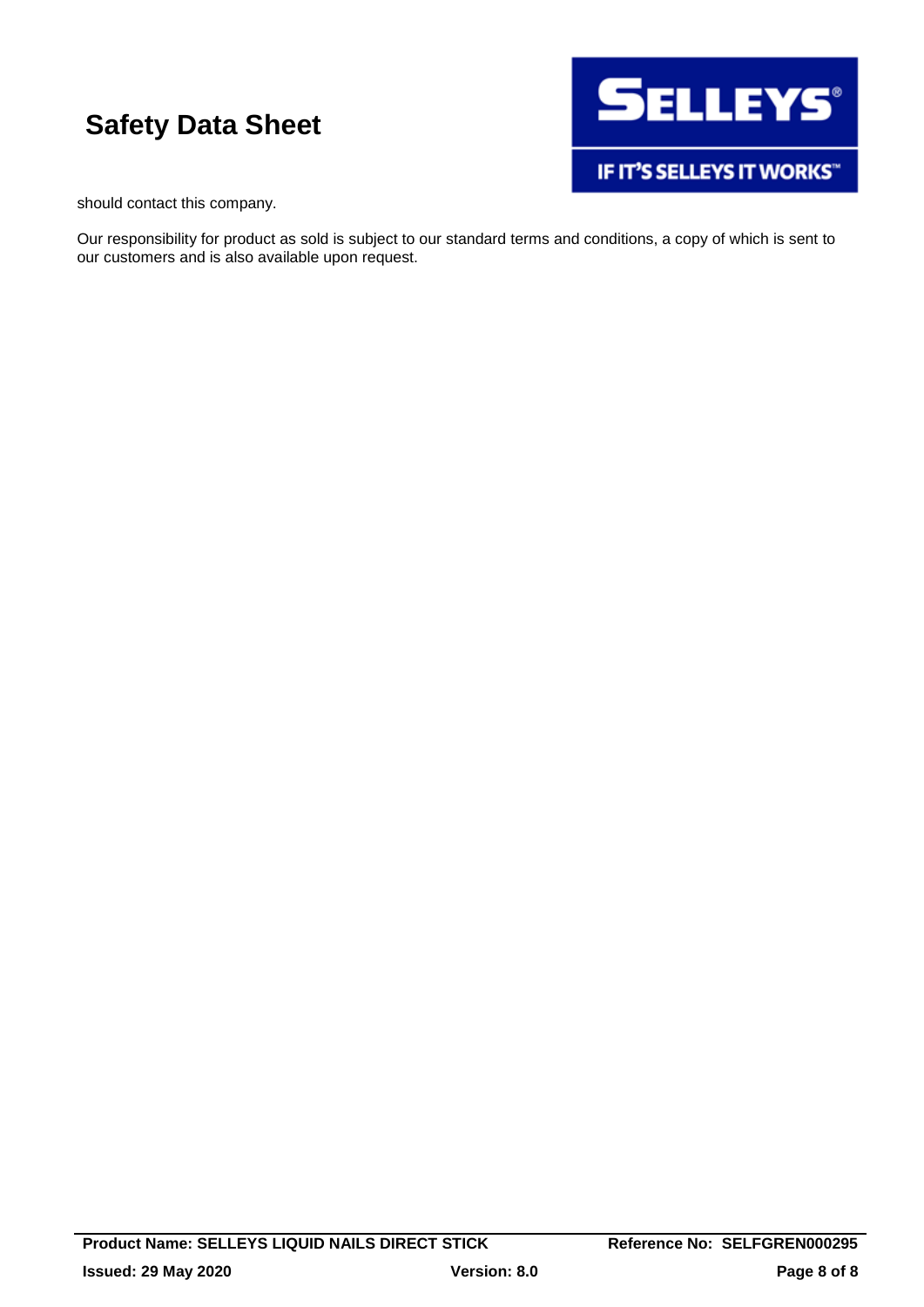should contact this company.

Our responsibility for product as sold is subject to our standard terms and conditions, a copy of which is sent to our customers and is also available upon request.